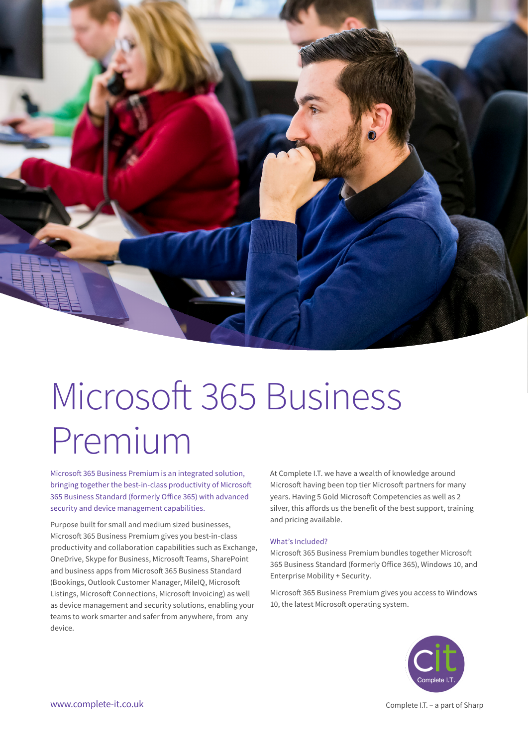# Microsoft 365 Business Premium

Microsoft 365 Business Premium is an integrated solution, bringing together the best-in-class productivity of Microsoft 365 Business Standard (formerly Office 365) with advanced security and device management capabilities.

Purpose built for small and medium sized businesses, Microsoft 365 Business Premium gives you best-in-class productivity and collaboration capabilities such as Exchange, OneDrive, Skype for Business, Microsoft Teams, SharePoint and business apps from Microsoft 365 Business Standard (Bookings, Outlook Customer Manager, MileIQ, Microsoft Listings, Microsoft Connections, Microsoft Invoicing) as well as device management and security solutions, enabling your teams to work smarter and safer from anywhere, from any device.

At Complete I.T. we have a wealth of knowledge around Microsoft having been top tier Microsoft partners for many years. Having 5 Gold Microsoft Competencies as well as 2 silver, this affords us the benefit of the best support, training and pricing available.

### What's Included?

Microsoft 365 Business Premium bundles together Microsoft 365 Business Standard (formerly Office 365), Windows 10, and Enterprise Mobility + Security.

Microsoft 365 Business Premium gives you access to Windows 10, the latest Microsoft operating system.

cit Complete I.T.

www.complete-it.co.uk

Complete I.T. – a part of Sharp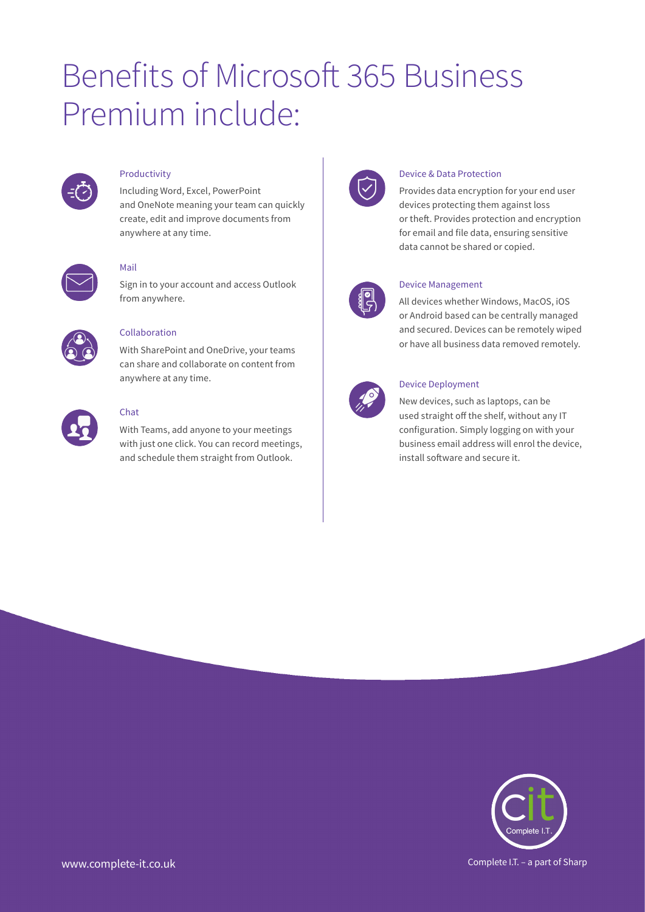# Benefits of Microsoft 365 Business Premium include:

### Productivity

Including Word, Excel, PowerPoint and OneNote meaning your team can quickly create, edit and improve documents from anywhere at any time.

### Mail

Sign in to your account and access Outlook from anywhere.

### Collaboration

With SharePoint and OneDrive, your teams can share and collaborate on content from anywhere at any time.

### Chat

With Teams, add anyone to your meetings with just one click. You can record meetings, and schedule them straight from Outlook.

### Device & Data Protection

Provides data encryption for your end user devices protecting them against loss or theft. Provides protection and encryption for email and file data, ensuring sensitive data cannot be shared or copied.

### Device Management

All devices whether Windows, MacOS, iOS or Android based can be centrally managed and secured. Devices can be remotely wiped or have all business data removed remotely.

### Device Deployment

New devices, such as laptops, can be used straight off the shelf, without any IT configuration. Simply logging on with your business email address will enrol the device, install software and secure it.

www.complete-it.co.uk

Complete I.T. – a part of Sharp